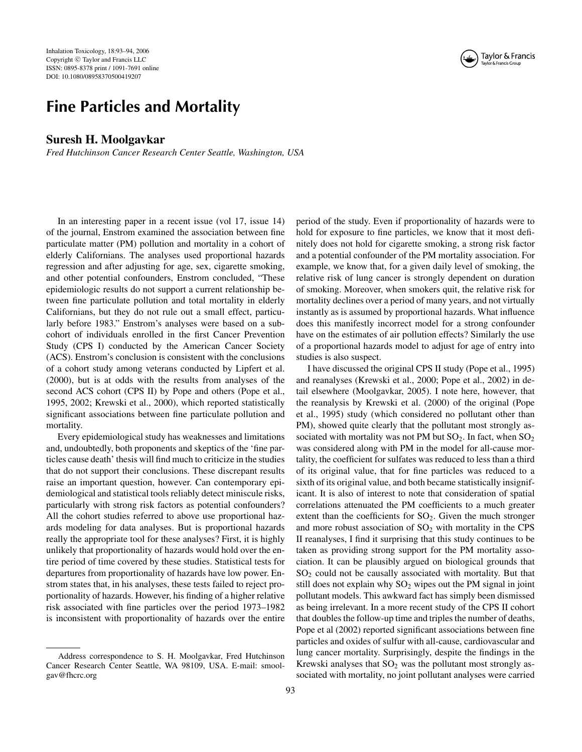# Fine Particles and Mortality

**Suresh H. Moolgavkar**

*Fred Hutchinson Cancer Research Center Seattle, Washington, USA*

In an interesting paper in a recent issue (vol 17, issue 14) of the journal, Enstrom examined the association between fine particulate matter (PM) pollution and mortality in a cohort of elderly Californians. The analyses used proportional hazards regression and after adjusting for age, sex, cigarette smoking, and other potential confounders, Enstrom concluded, "These epidemiologic results do not support a current relationship between fine particulate pollution and total mortality in elderly Californians, but they do not rule out a small effect, particularly before 1983." Enstrom's analyses were based on a subcohort of individuals enrolled in the first Cancer Prevention Study (CPS I) conducted by the American Cancer Society (ACS). Enstrom's conclusion is consistent with the conclusions of a cohort study among veterans conducted by Lipfert et al. (2000), but is at odds with the results from analyses of the second ACS cohort (CPS II) by Pope and others (Pope et al., 1995, 2002; Krewski et al., 2000), which reported statistically significant associations between fine particulate pollution and mortality.

Every epidemiological study has weaknesses and limitations and, undoubtedly, both proponents and skeptics of the 'fine particles cause death' thesis will find much to criticize in the studies that do not support their conclusions. These discrepant results raise an important question, however. Can contemporary epidemiological and statistical tools reliably detect miniscule risks, particularly with strong risk factors as potential confounders? All the cohort studies referred to above use proportional hazards modeling for data analyses. But is proportional hazards really the appropriate tool for these analyses? First, it is highly unlikely that proportionality of hazards would hold over the entire period of time covered by these studies. Statistical tests for departures from proportionality of hazards have low power. Enstrom states that, in his analyses, these tests failed to reject proportionality of hazards. However, his finding of a higher relative risk associated with fine particles over the period 1973–1982 is inconsistent with proportionality of hazards over the entire period of the study. Even if proportionality of hazards were to hold for exposure to fine particles, we know that it most definitely does not hold for cigarette smoking, a strong risk factor and a potential confounder of the PM mortality association. For example, we know that, for a given daily level of smoking, the relative risk of lung cancer is strongly dependent on duration of smoking. Moreover, when smokers quit, the relative risk for mortality declines over a period of many years, and not virtually instantly as is assumed by proportional hazards. What influence does this manifestly incorrect model for a strong confounder have on the estimates of air pollution effects? Similarly the use of a proportional hazards model to adjust for age of entry into studies is also suspect.

I have discussed the original CPS II study (Pope et al., 1995) and reanalyses (Krewski et al., 2000; Pope et al., 2002) in detail elsewhere (Moolgavkar, 2005). I note here, however, that the reanalysis by Krewski et al. (2000) of the original (Pope et al., 1995) study (which considered no pollutant other than PM), showed quite clearly that the pollutant most strongly associated with mortality was not PM but $SO_2$. In fact, when $SO_2$ was considered along with PM in the model for all-cause mortality, the coefficient for sulfates was reduced to less than a third of its original value, that for fine particles was reduced to a sixth of its original value, and both became statistically insignificant. It is also of interest to note that consideration of spatial correlations attenuated the PM coefficients to a much greater extent than the coefficients for $SO_2$. Given the much stronger and more robust association of $SO_2$ with mortality in the CPS II reanalyses, I find it surprising that this study continues to be taken as providing strong support for the PM mortality association. It can be plausibly argued on biological grounds that $SO_2$ could not be causally associated with mortality. But that still does not explain why $SO_2$ wipes out the PM signal in joint pollutant models. This awkward fact has simply been dismissed as being irrelevant. In a more recent study of the CPS II cohort that doubles the follow-up time and triples the number of deaths, Pope et al (2002) reported significant associations between fine particles and oxides of sulfur with all-cause, cardiovascular and lung cancer mortality. Surprisingly, despite the findings in the Krewski analyses that $SO_2$ was the pollutant most strongly associated with mortality, no joint pollutant analyses were carried

Address correspondence to S. H. Moolgavkar, Fred Hutchinson Cancer Research Center Seattle, WA 98109, USA. E-mail: smoolgav@fhcrc.org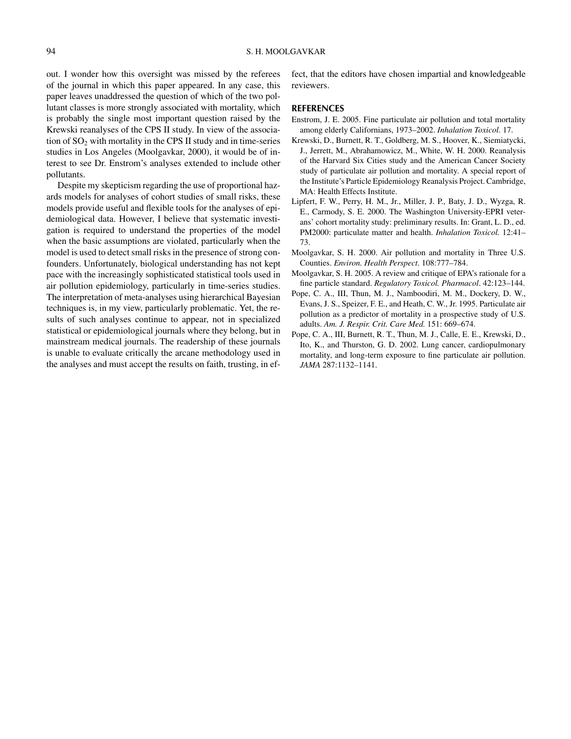out. I wonder how this oversight was missed by the referees of the journal in which this paper appeared. In any case, this paper leaves unaddressed the question of which of the two pollutant classes is more strongly associated with mortality, which is probably the single most important question raised by the Krewski reanalyses of the CPS II study. In view of the association of $SO_2$ with mortality in the CPS II study and in time-series studies in Los Angeles (Moolgavkar, 2000), it would be of interest to see Dr. Enstrom's analyses extended to include other pollutants.

Despite my skepticism regarding the use of proportional hazards models for analyses of cohort studies of small risks, these models provide useful and flexible tools for the analyses of epidemiological data. However, I believe that systematic investigation is required to understand the properties of the model when the basic assumptions are violated, particularly when the model is used to detect small risks in the presence of strong confounders. Unfortunately, biological understanding has not kept pace with the increasingly sophisticated statistical tools used in air pollution epidemiology, particularly in time-series studies. The interpretation of meta-analyses using hierarchical Bayesian techniques is, in my view, particularly problematic. Yet, the results of such analyses continue to appear, not in specialized statistical or epidemiological journals where they belong, but in mainstream medical journals. The readership of these journals is unable to evaluate critically the arcane methodology used in the analyses and must accept the results on faith, trusting, in effect, that the editors have chosen impartial and knowledgeable reviewers.

## REFERENCES

Enstrom, J. E. 2005. Fine particulate air pollution and total mortality among elderly Californians, 1973–2002. *Inhalation Toxicol*. 17.

Krewski, D., Burnett, R. T., Goldberg, M. S., Hoover, K., Siemiatycki, J., Jerrett, M., Abrahamowicz, M., White, W. H. 2000. Reanalysis of the Harvard Six Cities study and the American Cancer Society study of particulate air pollution and mortality. A special report of the Institute's Particle Epidemiology Reanalysis Project. Cambridge, MA: Health Effects Institute.

Lipfert, F. W., Perry, H. M., Jr., Miller, J. P., Baty, J. D., Wyzga, R. E., Carmody, S. E. 2000. The Washington University-EPRI veterans' cohort mortality study: preliminary results. In: Grant, L. D., ed. PM2000: particulate matter and health. *Inhalation Toxicol.* 12:41–73.

Moolgavkar, S. H. 2000. Air pollution and mortality in Three U.S. Counties. *Environ. Health Perspect*. 108:777–784.

Moolgavkar, S. H. 2005. A review and critique of EPA's rationale for a fine particle standard. *Regulatory Toxicol. Pharmacol*. 42:123–144.

Pope, C. A., III, Thun, M. J., Namboodiri, M. M., Dockery, D. W., Evans, J. S., Speizer, F. E., and Heath, C. W., Jr. 1995. Particulate air pollution as a predictor of mortality in a prospective study of U.S. adults. *Am. J. Respir. Crit. Care Med.* 151: 669–674.

Pope, C. A., III, Burnett, R. T., Thun, M. J., Calle, E. E., Krewski, D., Ito, K., and Thurston, G. D. 2002. Lung cancer, cardiopulmonary mortality, and long-term exposure to fine particulate air pollution. *JAMA* 287:1132–1141.